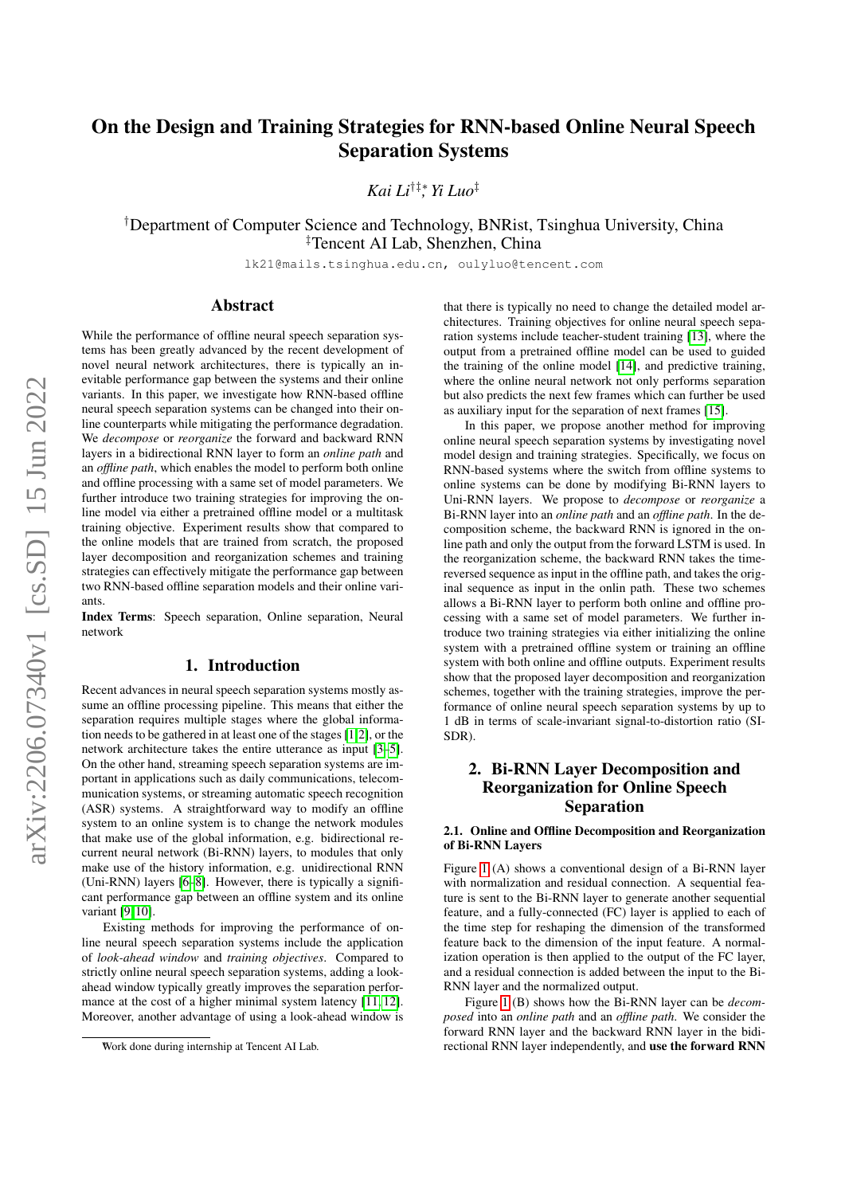# On the Design and Training Strategies for RNN-based Online Neural Speech Separation Systems

*Kai Li*[†‡*], *Yi Luo*[‡]

[†]Department of Computer Science and Technology, BNRist, Tsinghua University, China
[‡]Tencent AI Lab, Shenzhen, China

lk21@mails.tsinghua.edu.cn, oulyluo@tencent.com

## Abstract

While the performance of offline neural speech separation systems has been greatly advanced by the recent development of novel neural network architectures, there is typically an inevitable performance gap between the systems and their online variants. In this paper, we investigate how RNN-based offline neural speech separation systems can be changed into their online counterparts while mitigating the performance degradation. We *decompose* or *reorganize* the forward and backward RNN layers in a bidirectional RNN layer to form an *online path* and an *offline path*, which enables the model to perform both online and offline processing with a same set of model parameters. We further introduce two training strategies for improving the online model via either a pretrained offline model or a multitask training objective. Experiment results show that compared to the online models that are trained from scratch, the proposed layer decomposition and reorganization schemes and training strategies can effectively mitigate the performance gap between two RNN-based offline separation models and their online variants.

**Index Terms**: Speech separation, Online separation, Neural network

## 1. Introduction

Recent advances in neural speech separation systems mostly assume an offline processing pipeline. This means that either the separation requires multiple stages where the global information needs to be gathered in at least one of the stages [1, 2], or the network architecture takes the entire utterance as input [3–5]. On the other hand, streaming speech separation systems are important in applications such as daily communications, telecommunication systems, or streaming automatic speech recognition (ASR) systems. A straightforward way to modify an offline system to an online system is to change the network modules that make use of the global information, e.g. bidirectional recurrent neural network (Bi-RNN) layers, to modules that only make use of the history information, e.g. unidirectional RNN (Uni-RNN) layers [6–8]. However, there is typically a significant performance gap between an offline system and its online variant [9, 10].

Existing methods for improving the performance of online neural speech separation systems include the application of *look-ahead window* and *training objectives*. Compared to strictly online neural speech separation systems, adding a look-ahead window typically greatly improves the separation performance at the cost of a higher minimal system latency [11, 12]. Moreover, another advantage of using a look-ahead window is that there is typically no need to change the detailed model architectures. Training objectives for online neural speech separation systems include teacher-student training [13], where the output from a pretrained offline model can be used to guided the training of the online model [14], and predictive training, where the online neural network not only performs separation but also predicts the next few frames which can further be used as auxiliary input for the separation of next frames [15].

In this paper, we propose another method for improving online neural speech separation systems by investigating novel model design and training strategies. Specifically, we focus on RNN-based systems where the switch from offline systems to online systems can be done by modifying Bi-RNN layers to Uni-RNN layers. We propose to *decompose* or *reorganize* a Bi-RNN layer into an *online path* and an *offline path*. In the decomposition scheme, the backward RNN is ignored in the online path and only the output from the forward LSTM is used. In the reorganization scheme, the backward RNN takes the time-reversed sequence as input in the offline path, and takes the original sequence as input in the onlin path. These two schemes allows a Bi-RNN layer to perform both online and offline processing with a same set of model parameters. We further introduce two training strategies via either initializing the online system with a pretrained offline system or training an offline system with both online and offline outputs. Experiment results show that the proposed layer decomposition and reorganization schemes, together with the training strategies, improve the performance of online neural speech separation systems by up to 1 dB in terms of scale-invariant signal-to-distortion ratio (SI-SDR).

## 2. Bi-RNN Layer Decomposition and Reorganization for Online Speech Separation

### 2.1. Online and Offline Decomposition and Reorganization of Bi-RNN Layers

Figure 1 (A) shows a conventional design of a Bi-RNN layer with normalization and residual connection. A sequential feature is sent to the Bi-RNN layer to generate another sequential feature, and a fully-connected (FC) layer is applied to each of the time step for reshaping the dimension of the transformed feature back to the dimension of the input feature. A normalization operation is then applied to the output of the FC layer, and a residual connection is added between the input to the Bi-RNN layer and the normalized output.

Figure 1 (B) shows how the Bi-RNN layer can be *decomposed* into an *online path* and an *offline path*. We consider the forward RNN layer and the backward RNN layer in the bidirectional RNN layer independently, and **use the forward RNN**

*Work done during internship at Tencent AI Lab.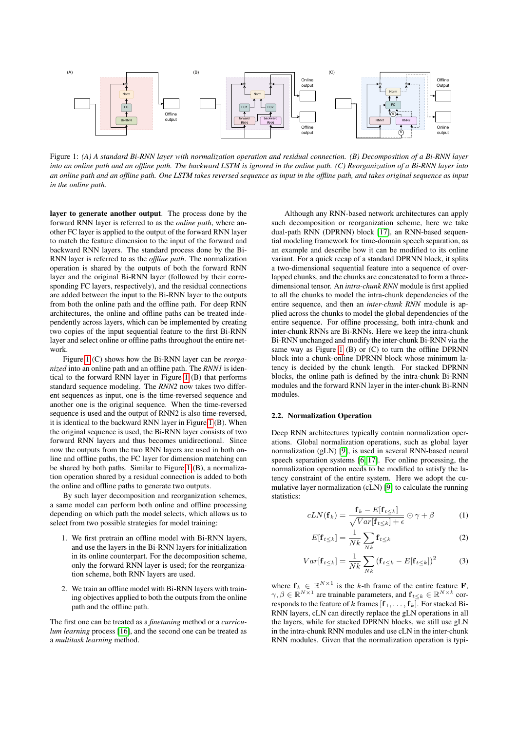Figure 1: *(A) A standard Bi-RNN layer with normalization operation and residual connection. (B) Decomposition of a Bi-RNN layer into an online path and an offline path. The backward LSTM is ignored in the online path. (C) Reorganization of a Bi-RNN layer into an online path and an offline path. One LSTM takes reversed sequence as input in the offline path, and takes original sequence as input in the online path.*

**layer to generate another output**. The process done by the forward RNN layer is referred to as the *online path*, where another FC layer is applied to the output of the forward RNN layer to match the feature dimension to the input of the forward and backward RNN layers. The standard process done by the Bi-RNN layer is referred to as the *offline path*. The normalization operation is shared by the outputs of both the forward RNN layer and the original Bi-RNN layer (followed by their corresponding FC layers, respectively), and the residual connections are added between the input to the Bi-RNN layer to the outputs from both the online path and the offline path. For deep RNN architectures, the online and offline paths can be treated independently across layers, which can be implemented by creating two copies of the input sequential feature to the first Bi-RNN layer and select online or offline paths throughout the entire network.

Figure 1 (C) shows how the Bi-RNN layer can be *reorganized* into an online path and an offline path. The *RNN1* is identical to the forward RNN layer in Figure 1 (B) that performs standard sequence modeling. The *RNN2* now takes two different sequences as input, one is the time-reversed sequence and another one is the original sequence. When the time-reversed sequence is used and the output of RNN2 is also time-reversed, it is identical to the backward RNN layer in Figure 1 (B). When the original sequence is used, the Bi-RNN layer consists of two forward RNN layers and thus becomes unidirectional. Since now the outputs from the two RNN layers are used in both online and offline paths, the FC layer for dimension matching can be shared by both paths. Similar to Figure 1 (B), a normalization operation shared by a residual connection is added to both the online and offline paths to generate two outputs.

By such layer decomposition and reorganization schemes, a same model can perform both online and offline processing depending on which path the model selects, which allows us to select from two possible strategies for model training:

1. We first pretrain an offline model with Bi-RNN layers, and use the layers in the Bi-RNN layers for initialization in its online counterpart. For the decomposition scheme, only the forward RNN layer is used; for the reorganization scheme, both RNN layers are used.
2. We train an offline model with Bi-RNN layers with training objectives applied to both the outputs from the online path and the offline path.

The first one can be treated as a *finetuning* method or a *curriculum learning* process [16], and the second one can be treated as a *multitask learning* method.

Although any RNN-based network architectures can apply such decomposition or reorganization scheme, here we take dual-path RNN (DPRNN) block [17], an RNN-based sequential modeling framework for time-domain speech separation, as an example and describe how it can be modified to its online variant. For a quick recap of a standard DPRNN block, it splits a two-dimensional sequential feature into a sequence of overlapped chunks, and the chunks are concatenated to form a three-dimensional tensor. An *intra-chunk RNN* module is first applied to all the chunks to model the intra-chunk dependencies of the entire sequence, and then an *inter-chunk RNN* module is applied across the chunks to model the global dependencies of the entire sequence. For offline processing, both intra-chunk and inter-chunk RNNs are Bi-RNNs. Here we keep the intra-chunk Bi-RNN unchanged and modify the inter-chunk Bi-RNN via the same way as Figure 1 (B) or (C) to turn the offline DPRNN block into a chunk-online DPRNN block whose minimum latency is decided by the chunk length. For stacked DPRNN blocks, the online path is defined by the intra-chunk Bi-RNN modules and the forward RNN layer in the inter-chunk Bi-RNN modules.

### 2.2. Normalization Operation

Deep RNN architectures typically contain normalization operations. Global normalization operations, such as global layer normalization (gLN) [9], is used in several RNN-based neural speech separation systems [6, 17]. For online processing, the normalization operation needs to be modified to satisfy the latency constraint of the entire system. Here we adopt the cumulative layer normalization (cLN) [9] to calculate the running statistics:

$$cLN(\mathbf{f}_k) = \frac{\mathbf{f}_k - E[\mathbf{f}_{t\leq k}]}{\sqrt{Var[\mathbf{f}_{t\leq k}] + \epsilon}} \odot \gamma + \beta \tag{1}$$

$$E[\mathbf{f}_{t\leq k}] = \frac{1}{Nk}\sum_{Nk} \mathbf{f}_{t\leq k} \tag{2}$$

$$Var[\mathbf{f}_{t\leq k}] = \frac{1}{Nk}\sum_{Nk} (\mathbf{f}_{t\leq k} - E[\mathbf{f}_{t\leq k}])^2 \tag{3}$$

where $\mathbf{f}_k \in \mathbb{R}^{N\times 1}$ is the $k$-th frame of the entire feature $\mathbf{F}$, $\gamma, \beta \in \mathbb{R}^{N\times 1}$ are trainable parameters, and $\mathbf{f}_{t\leq k} \in \mathbb{R}^{N\times k}$ corresponds to the feature of $k$ frames $[\mathbf{f}_1, \ldots, \mathbf{f}_k]$. For stacked Bi-RNN layers, cLN can directly replace the gLN operations in all the layers, while for stacked DPRNN blocks, we still use gLN in the intra-chunk RNN modules and use cLN in the inter-chunk RNN modules. Given that the normalization operation is typi-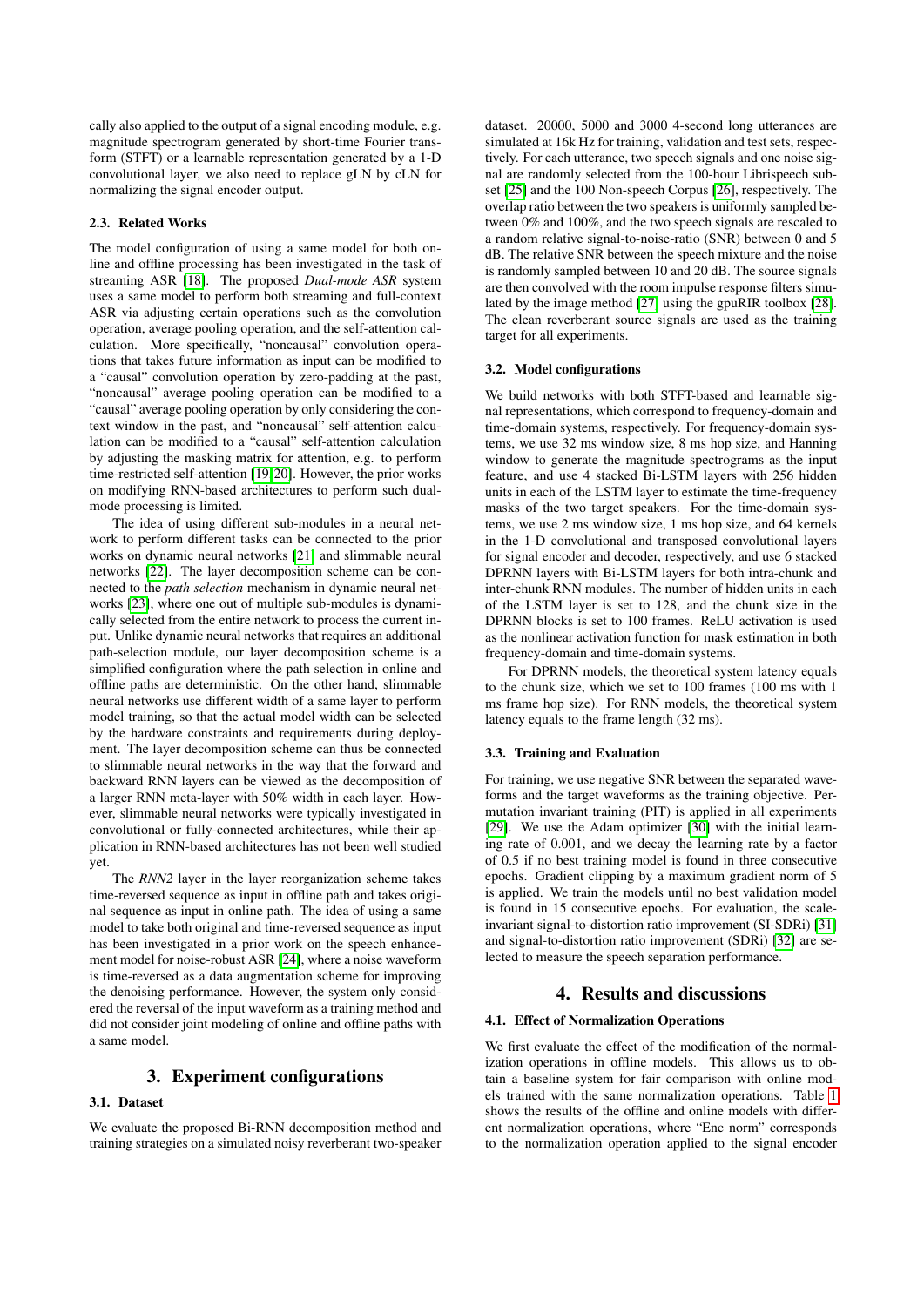cally also applied to the output of a signal encoding module, e.g. magnitude spectrogram generated by short-time Fourier transform (STFT) or a learnable representation generated by a 1-D convolutional layer, we also need to replace gLN by cLN for normalizing the signal encoder output.

### 2.3. Related Works

The model configuration of using a same model for both online and offline processing has been investigated in the task of streaming ASR [18]. The proposed *Dual-mode ASR* system uses a same model to perform both streaming and full-context ASR via adjusting certain operations such as the convolution operation, average pooling operation, and the self-attention calculation. More specifically, "noncausal" convolution operations that takes future information as input can be modified to a "causal" convolution operation by zero-padding at the past, "noncausal" average pooling operation can be modified to a "causal" average pooling operation by only considering the context window in the past, and "noncausal" self-attention calculation can be modified to a "causal" self-attention calculation by adjusting the masking matrix for attention, e.g. to perform time-restricted self-attention [19, 20]. However, the prior works on modifying RNN-based architectures to perform such dual-mode processing is limited.

The idea of using different sub-modules in a neural network to perform different tasks can be connected to the prior works on dynamic neural networks [21] and slimmable neural networks [22]. The layer decomposition scheme can be connected to the *path selection* mechanism in dynamic neural networks [23], where one out of multiple sub-modules is dynamically selected from the entire network to process the current input. Unlike dynamic neural networks that requires an additional path-selection module, our layer decomposition scheme is a simplified configuration where the path selection in online and offline paths are deterministic. On the other hand, slimmable neural networks use different width of a same layer to perform model training, so that the actual model width can be selected by the hardware constraints and requirements during deployment. The layer decomposition scheme can thus be connected to slimmable neural networks in the way that the forward and backward RNN layers can be viewed as the decomposition of a larger RNN meta-layer with 50% width in each layer. However, slimmable neural networks were typically investigated in convolutional or fully-connected architectures, while their application in RNN-based architectures has not been well studied yet.

The *RNN2* layer in the layer reorganization scheme takes time-reversed sequence as input in offline path and takes original sequence as input in online path. The idea of using a same model to take both original and time-reversed sequence as input has been investigated in a prior work on the speech enhancement model for noise-robust ASR [24], where a noise waveform is time-reversed as a data augmentation scheme for improving the denoising performance. However, the system only considered the reversal of the input waveform as a training method and did not consider joint modeling of online and offline paths with a same model.

## 3. Experiment configurations

### 3.1. Dataset

We evaluate the proposed Bi-RNN decomposition method and training strategies on a simulated noisy reverberant two-speaker dataset. 20000, 5000 and 3000 4-second long utterances are simulated at 16k Hz for training, validation and test sets, respectively. For each utterance, two speech signals and one noise signal are randomly selected from the 100-hour Librispeech subset [25] and the 100 Non-speech Corpus [26], respectively. The overlap ratio between the two speakers is uniformly sampled between 0% and 100%, and the two speech signals are rescaled to a random relative signal-to-noise-ratio (SNR) between 0 and 5 dB. The relative SNR between the speech mixture and the noise is randomly sampled between 10 and 20 dB. The source signals are then convolved with the room impulse response filters simulated by the image method [27] using the gpuRIR toolbox [28]. The clean reverberant source signals are used as the training target for all experiments.

### 3.2. Model configurations

We build networks with both STFT-based and learnable signal representations, which correspond to frequency-domain and time-domain systems, respectively. For frequency-domain systems, we use 32 ms window size, 8 ms hop size, and Hanning window to generate the magnitude spectrograms as the input feature, and use 4 stacked Bi-LSTM layers with 256 hidden units in each of the LSTM layer to estimate the time-frequency masks of the two target speakers. For the time-domain systems, we use 2 ms window size, 1 ms hop size, and 64 kernels in the 1-D convolutional and transposed convolutional layers for signal encoder and decoder, respectively, and use 6 stacked DPRNN layers with Bi-LSTM layers for both intra-chunk and inter-chunk RNN modules. The number of hidden units in each of the LSTM layer is set to 128, and the chunk size in the DPRNN blocks is set to 100 frames. ReLU activation is used as the nonlinear activation function for mask estimation in both frequency-domain and time-domain systems.

For DPRNN models, the theoretical system latency equals to the chunk size, which we set to 100 frames (100 ms with 1 ms frame hop size). For RNN models, the theoretical system latency equals to the frame length (32 ms).

### 3.3. Training and Evaluation

For training, we use negative SNR between the separated waveforms and the target waveforms as the training objective. Permutation invariant training (PIT) is applied in all experiments [29]. We use the Adam optimizer [30] with the initial learning rate of 0.001, and we decay the learning rate by a factor of 0.5 if no best training model is found in three consecutive epochs. Gradient clipping by a maximum gradient norm of 5 is applied. We train the models until no best validation model is found in 15 consecutive epochs. For evaluation, the scale-invariant signal-to-distortion ratio improvement (SI-SDRi) [31] and signal-to-distortion ratio improvement (SDRi) [32] are selected to measure the speech separation performance.

## 4. Results and discussions

### 4.1. Effect of Normalization Operations

We first evaluate the effect of the modification of the normalization operations in offline models. This allows us to obtain a baseline system for fair comparison with online models trained with the same normalization operations. Table 1 shows the results of the offline and online models with different normalization operations, where "Enc norm" corresponds to the normalization operation applied to the signal encoder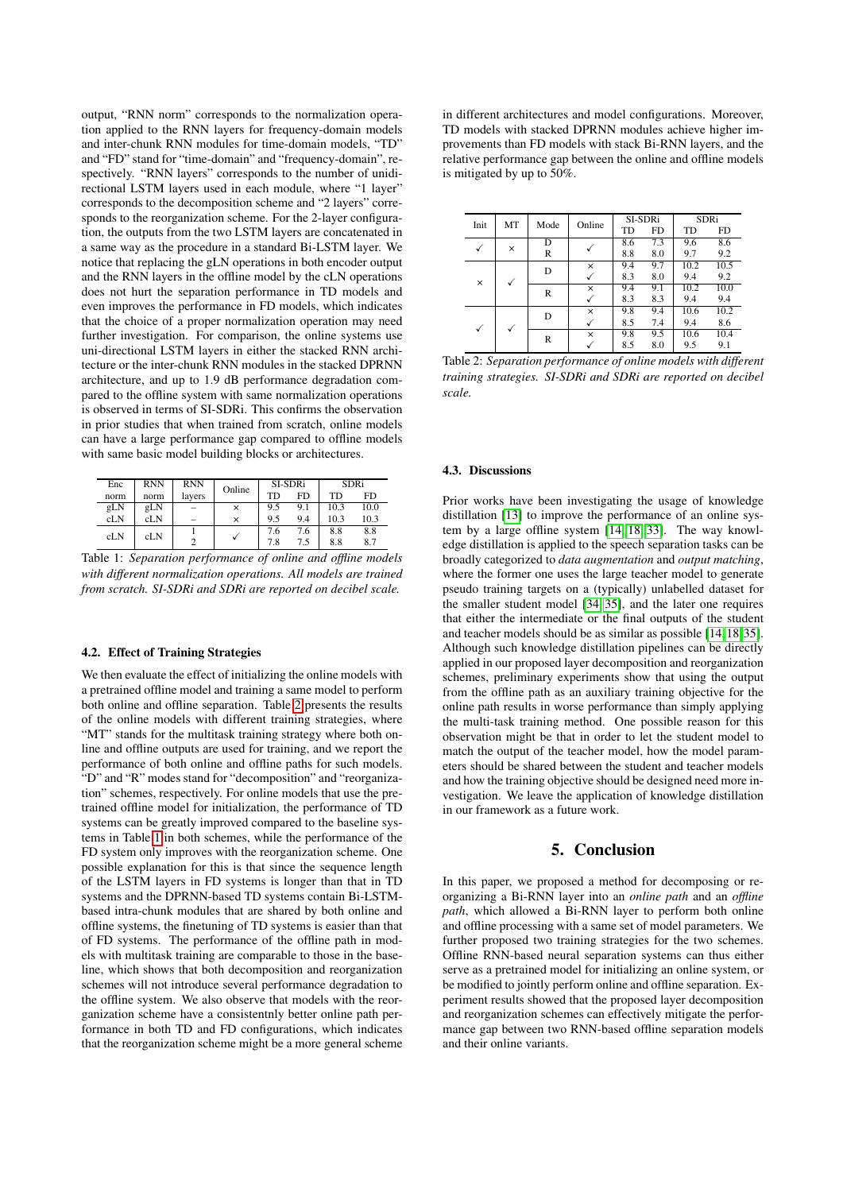output, "RNN norm" corresponds to the normalization operation applied to the RNN layers for frequency-domain models and inter-chunk RNN modules for time-domain models, "TD" and "FD" stand for "time-domain" and "frequency-domain", respectively. "RNN layers" corresponds to the number of unidirectional LSTM layers used in each module, where "1 layer" corresponds to the decomposition scheme and "2 layers" corresponds to the reorganization scheme. For the 2-layer configuration, the outputs from the two LSTM layers are concatenated in a same way as the procedure in a standard Bi-LSTM layer. We notice that replacing the gLN operations in both encoder output and the RNN layers in the offline model by the cLN operations does not hurt the separation performance in TD models and even improves the performance in FD models, which indicates that the choice of a proper normalization operation may need further investigation. For comparison, the online systems use uni-directional LSTM layers in either the stacked RNN architecture or the inter-chunk RNN modules in the stacked DPRNN architecture, and up to 1.9 dB performance degradation compared to the offline system with same normalization operations is observed in terms of SI-SDRi. This confirms the observation in prior studies that when trained from scratch, online models can have a large performance gap compared to offline models with same basic model building blocks or architectures.

| Enc norm | RNN norm | RNN layers | Online | SI-SDRi | | SDRi | |
|---|---|---|---|---|---|---|---|
| | | | | TD | FD | TD | FD |
| gLN | gLN | – | × | 9.5 | 9.1 | 10.3 | 10.0 |
| cLN | cLN | – | × | 9.5 | 9.4 | 10.3 | 10.3 |
| cLN | cLN | 1 | ✓ | 7.6 | 7.6 | 8.8 | 8.8 |
| | | 2 | | 7.8 | 7.5 | 8.8 | 8.7 |

Table 1: *Separation performance of online and offline models with different normalization operations. All models are trained from scratch. SI-SDRi and SDRi are reported on decibel scale.*

### 4.2. Effect of Training Strategies

We then evaluate the effect of initializing the online models with a pretrained offline model and training a same model to perform both online and offline separation. Table 2 presents the results of the online models with different training strategies, where "MT" stands for the multitask training strategy where both online and offline outputs are used for training, and we report the performance of both online and offline paths for such models. "D" and "R" modes stand for "decomposition" and "reorganization" schemes, respectively. For online models that use the pretrained offline model for initialization, the performance of TD systems can be greatly improved compared to the baseline systems in Table 1 in both schemes, while the performance of the FD system only improves with the reorganization scheme. One possible explanation for this is that since the sequence length of the LSTM layers in FD systems is longer than that in TD systems and the DPRNN-based TD systems contain Bi-LSTM-based intra-chunk modules that are shared by both online and offline systems, the finetuning of TD systems is easier than that of FD systems. The performance of the offline path in models with multitask training are comparable to those in the baseline, which shows that both decomposition and reorganization schemes will not introduce several performance degradation to the offline system. We also observe that models with the reorganization scheme have a consistentnly better online path performance in both TD and FD configurations, which indicates that the reorganization scheme might be a more general scheme in different architectures and model configurations. Moreover, TD models with stacked DPRNN modules achieve higher improvements than FD models with stack Bi-RNN layers, and the relative performance gap between the online and offline models is mitigated by up to 50%.

| Init | MT | Mode | Online | SI-SDRi | | SDRi | |
|---|---|---|---|---|---|---|---|
| | | | | TD | FD | TD | FD |
| ✓ | × | D | ✓ | 8.6 | 7.3 | 9.6 | 8.6 |
| | | R | | 8.8 | 8.0 | 9.7 | 9.2 |
| × | ✓ | D | × | 9.4 | 9.7 | 10.2 | 10.5 |
| | | | ✓ | 8.3 | 8.0 | 9.4 | 9.2 |
| | | R | × | 9.4 | 9.1 | 10.2 | 10.0 |
| | | | ✓ | 8.3 | 8.3 | 9.4 | 9.4 |
| ✓ | ✓ | D | × | 9.8 | 9.4 | 10.6 | 10.2 |
| | | | ✓ | 8.5 | 7.4 | 9.4 | 8.6 |
| | | R | × | 9.8 | 9.5 | 10.6 | 10.4 |
| | | | ✓ | 8.5 | 8.0 | 9.5 | 9.1 |

Table 2: *Separation performance of online models with different training strategies. SI-SDRi and SDRi are reported on decibel scale.*

### 4.3. Discussions

Prior works have been investigating the usage of knowledge distillation [13] to improve the performance of an online system by a large offline system [14, 18, 33]. The way knowledge distillation is applied to the speech separation tasks can be broadly categorized to *data augmentation* and *output matching*, where the former one uses the large teacher model to generate pseudo training targets on a (typically) unlabelled dataset for the smaller student model [34, 35], and the later one requires that either the intermediate or the final outputs of the student and teacher models should be as similar as possible [14, 18, 35]. Although such knowledge distillation pipelines can be directly applied in our proposed layer decomposition and reorganization schemes, preliminary experiments show that using the output from the offline path as an auxiliary training objective for the online path results in worse performance than simply applying the multi-task training method. One possible reason for this observation might be that in order to let the student model to match the output of the teacher model, how the model parameters should be shared between the student and teacher models and how the training objective should be designed need more investigation. We leave the application of knowledge distillation in our framework as a future work.

## 5. Conclusion

In this paper, we proposed a method for decomposing or reorganizing a Bi-RNN layer into an *online path* and an *offline path*, which allowed a Bi-RNN layer to perform both online and offline processing with a same set of model parameters. We further proposed two training strategies for the two schemes. Offline RNN-based neural separation systems can thus either serve as a pretrained model for initializing an online system, or be modified to jointly perform online and offline separation. Experiment results showed that the proposed layer decomposition and reorganization schemes can effectively mitigate the performance gap between two RNN-based offline separation models and their online variants.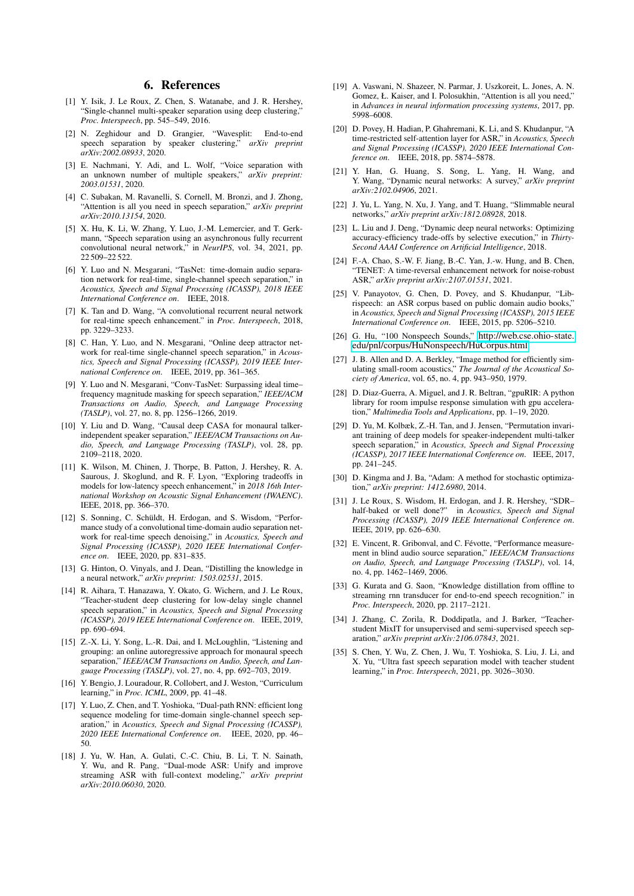## 6. References

[1] Y. Isik, J. Le Roux, Z. Chen, S. Watanabe, and J. R. Hershey, "Single-channel multi-speaker separation using deep clustering," *Proc. Interspeech*, pp. 545–549, 2016.

[2] N. Zeghidour and D. Grangier, "Wavesplit: End-to-end speech separation by speaker clustering," *arXiv preprint arXiv:2002.08933*, 2020.

[3] E. Nachmani, Y. Adi, and L. Wolf, "Voice separation with an unknown number of multiple speakers," *arXiv preprint: 2003.01531*, 2020.

[4] C. Subakan, M. Ravanelli, S. Cornell, M. Bronzi, and J. Zhong, "Attention is all you need in speech separation," *arXiv preprint arXiv:2010.13154*, 2020.

[5] X. Hu, K. Li, W. Zhang, Y. Luo, J.-M. Lemercier, and T. Gerkmann, "Speech separation using an asynchronous fully recurrent convolutional neural network," in *NeurIPS*, vol. 34, 2021, pp. 22 509–22 522.

[6] Y. Luo and N. Mesgarani, "TasNet: time-domain audio separation network for real-time, single-channel speech separation," in *Acoustics, Speech and Signal Processing (ICASSP), 2018 IEEE International Conference on*. IEEE, 2018.

[7] K. Tan and D. Wang, "A convolutional recurrent neural network for real-time speech enhancement." in *Proc. Interspeech*, 2018, pp. 3229–3233.

[8] C. Han, Y. Luo, and N. Mesgarani, "Online deep attractor network for real-time single-channel speech separation," in *Acoustics, Speech and Signal Processing (ICASSP), 2019 IEEE International Conference on*. IEEE, 2019, pp. 361–365.

[9] Y. Luo and N. Mesgarani, "Conv-TasNet: Surpassing ideal time–frequency magnitude masking for speech separation," *IEEE/ACM Transactions on Audio, Speech, and Language Processing (TASLP)*, vol. 27, no. 8, pp. 1256–1266, 2019.

[10] Y. Liu and D. Wang, "Causal deep CASA for monaural talker-independent speaker separation," *IEEE/ACM Transactions on Audio, Speech, and Language Processing (TASLP)*, vol. 28, pp. 2109–2118, 2020.

[11] K. Wilson, M. Chinen, J. Thorpe, B. Patton, J. Hershey, R. A. Saurous, J. Skoglund, and R. F. Lyon, "Exploring tradeoffs in models for low-latency speech enhancement," in *2018 16th International Workshop on Acoustic Signal Enhancement (IWAENC)*. IEEE, 2018, pp. 366–370.

[12] S. Sonning, C. Schüldt, H. Erdogan, and S. Wisdom, "Performance study of a convolutional time-domain audio separation network for real-time speech denoising," in *Acoustics, Speech and Signal Processing (ICASSP), 2020 IEEE International Conference on*. IEEE, 2020, pp. 831–835.

[13] G. Hinton, O. Vinyals, and J. Dean, "Distilling the knowledge in a neural network," *arXiv preprint: 1503.02531*, 2015.

[14] R. Aihara, T. Hanazawa, Y. Okato, G. Wichern, and J. Le Roux, "Teacher-student deep clustering for low-delay single channel speech separation," in *Acoustics, Speech and Signal Processing (ICASSP), 2019 IEEE International Conference on*. IEEE, 2019, pp. 690–694.

[15] Z.-X. Li, Y. Song, L.-R. Dai, and I. McLoughlin, "Listening and grouping: an online autoregressive approach for monaural speech separation," *IEEE/ACM Transactions on Audio, Speech, and Language Processing (TASLP)*, vol. 27, no. 4, pp. 692–703, 2019.

[16] Y. Bengio, J. Louradour, R. Collobert, and J. Weston, "Curriculum learning," in *Proc. ICML*, 2009, pp. 41–48.

[17] Y. Luo, Z. Chen, and T. Yoshioka, "Dual-path RNN: efficient long sequence modeling for time-domain single-channel speech separation," in *Acoustics, Speech and Signal Processing (ICASSP), 2020 IEEE International Conference on*. IEEE, 2020, pp. 46–50.

[18] J. Yu, W. Han, A. Gulati, C.-C. Chiu, B. Li, T. N. Sainath, Y. Wu, and R. Pang, "Dual-mode ASR: Unify and improve streaming ASR with full-context modeling," *arXiv preprint arXiv:2010.06030*, 2020.

[19] A. Vaswani, N. Shazeer, N. Parmar, J. Uszkoreit, L. Jones, A. N. Gomez, Ł. Kaiser, and I. Polosukhin, "Attention is all you need," in *Advances in neural information processing systems*, 2017, pp. 5998–6008.

[20] D. Povey, H. Hadian, P. Ghahremani, K. Li, and S. Khudanpur, "A time-restricted self-attention layer for ASR," in *Acoustics, Speech and Signal Processing (ICASSP), 2020 IEEE International Conference on*. IEEE, 2018, pp. 5874–5878.

[21] Y. Han, G. Huang, S. Song, L. Yang, H. Wang, and Y. Wang, "Dynamic neural networks: A survey," *arXiv preprint arXiv:2102.04906*, 2021.

[22] J. Yu, L. Yang, N. Xu, J. Yang, and T. Huang, "Slimmable neural networks," *arXiv preprint arXiv:1812.08928*, 2018.

[23] L. Liu and J. Deng, "Dynamic deep neural networks: Optimizing accuracy-efficiency trade-offs by selective execution," in *Thirty-Second AAAI Conference on Artificial Intelligence*, 2018.

[24] F.-A. Chao, S.-W. F. Jiang, B.-C. Yan, J.-w. Hung, and B. Chen, "TENET: A time-reversal enhancement network for noise-robust ASR," *arXiv preprint arXiv:2107.01531*, 2021.

[25] V. Panayotov, G. Chen, D. Povey, and S. Khudanpur, "Librispeech: an ASR corpus based on public domain audio books," in *Acoustics, Speech and Signal Processing (ICASSP), 2015 IEEE International Conference on*. IEEE, 2015, pp. 5206–5210.

[26] G. Hu, "100 Nonspeech Sounds," http://web.cse.ohio-state.edu/pnl/corpus/HuNonspeech/HuCorpus.html.

[27] J. B. Allen and D. A. Berkley, "Image method for efficiently simulating small-room acoustics," *The Journal of the Acoustical Society of America*, vol. 65, no. 4, pp. 943–950, 1979.

[28] D. Diaz-Guerra, A. Miguel, and J. R. Beltran, "gpuRIR: A python library for room impulse response simulation with gpu acceleration," *Multimedia Tools and Applications*, pp. 1–19, 2020.

[29] D. Yu, M. Kolbæk, Z.-H. Tan, and J. Jensen, "Permutation invariant training of deep models for speaker-independent multi-talker speech separation," in *Acoustics, Speech and Signal Processing (ICASSP), 2017 IEEE International Conference on*. IEEE, 2017, pp. 241–245.

[30] D. Kingma and J. Ba, "Adam: A method for stochastic optimization," *arXiv preprint: 1412.6980*, 2014.

[31] J. Le Roux, S. Wisdom, H. Erdogan, and J. R. Hershey, "SDR–half-baked or well done?" in *Acoustics, Speech and Signal Processing (ICASSP), 2019 IEEE International Conference on*. IEEE, 2019, pp. 626–630.

[32] E. Vincent, R. Gribonval, and C. Févotte, "Performance measurement in blind audio source separation," *IEEE/ACM Transactions on Audio, Speech, and Language Processing (TASLP)*, vol. 14, no. 4, pp. 1462–1469, 2006.

[33] G. Kurata and G. Saon, "Knowledge distillation from offline to streaming rnn transducer for end-to-end speech recognition." in *Proc. Interspeech*, 2020, pp. 2117–2121.

[34] J. Zhang, C. Zorila, R. Doddipatla, and J. Barker, "Teacher-student MixIT for unsupervised and semi-supervised speech separation," *arXiv preprint arXiv:2106.07843*, 2021.

[35] S. Chen, Y. Wu, Z. Chen, J. Wu, T. Yoshioka, S. Liu, J. Li, and X. Yu, "Ultra fast speech separation model with teacher student learning," in *Proc. Interspeech*, 2021, pp. 3026–3030.